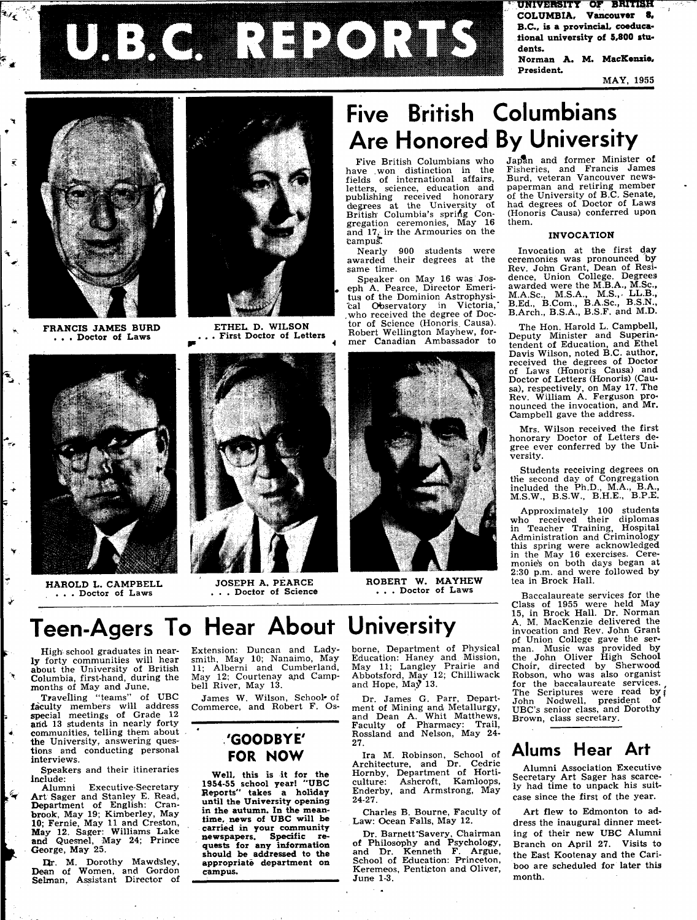# U.B.C. REPORTS

UNIVERSITY OF BRITISH COLUMBIA, Vancouver 8, B.C., is a provincial, coeducational university of 5,800 students.
Norman A. M. MacKenzie, President.

MAY, 1955

FRANCIS JAMES BURD . . . Doctor of Laws

ETHEL D. WILSON . . . First Doctor of Letters

HAROLD L. CAMPBELL . . . Doctor of Laws

JOSEPH A. PEARCE . . . Doctor of Science

ROBERT W. MAYHEW . . . Doctor of Laws

## Five British Columbians Are Honored By University

Five British Columbians who have won distinction in the fields of international affairs, letters, science, education and publishing received honorary degrees at the University of British Columbia's spring Congregation ceremonies, May 16 and 17, in the Armouries on the campus.

Nearly 900 students were awarded their degrees at the same time.

Speaker on May 16 was Joseph A. Pearce, Director Emeritus of the Dominion Astrophysical Observatory in Victoria, who received the degree of Doctor of Science (Honoris Causa). Robert Wellington Mayhew, former Canadian Ambassador to Japan and former Minister of Fisheries, and Francis James Burd, veteran Vancouver newspaperman and retiring member of the University of B.C. Senate, had degrees of Doctor of Laws (Honoris Causa) conferred upon them.

### INVOCATION

Invocation at the first day ceremonies was pronounced by Rev. John Grant, Dean of Residence, Union College. Degrees awarded were the M.B.A., M.Sc., M.A.Sc., M.S.A., M.S., LL.B., B.Ed., B.Com., B.A.Sc., B.S.N., B.Arch., B.S.A., B.S.F. and M.D.

The Hon. Harold L. Campbell, Deputy Minister and Superintendent of Education, and Ethel Davis Wilson, noted B.C. author, received the degrees of Doctor of Laws (Honoris Causa) and Doctor of Letters (Honoris) (Causa), respectively, on May 17. The Rev. William A. Ferguson pronounced the invocation, and Mr. Campbell gave the address.

Mrs. Wilson received the first honorary Doctor of Letters degree ever conferred by the University.

Students receiving degrees on the second day of Congregation included the Ph.D., M.A., B.A., M.S.W., B.S.W., B.H.E., B.P.E.

Approximately 100 students who received their diplomas in Teacher Training, Hospital Administration and Criminology this spring were acknowledged in the May 16 exercises. Ceremonies on both days began at 2:30 p.m. and were followed by tea in Brock Hall.

Baccalaureate services for the Class of 1955 were held May 15, in Brock Hall. Dr. Norman A. M. MacKenzie delivered the invocation and Rev. John Grant of Union College gave the sermon. Music was provided by the John Oliver High School Choir, directed by Sherwood Robson, who was also organist for the baccalaureate services. The Scriptures were read by John Nodwell, president of UBC's senior class, and Dorothy Brown, class secretary.

## Teen-Agers To Hear About University

High school graduates in nearly forty communities will hear about the University of British Columbia, first-hand, during the months of May and June.

Travelling "teams" of UBC faculty members will address special meetings of Grade 12 and 13 students in nearly forty communities, telling them about the University, answering questions and conducting personal interviews.

Speakers and their itineraries include:

Alumni Executive-Secretary Art Sager and Stanley E. Read, Department of English: Cranbrook, May 19; Kimberley, May 10; Fernie, May 11 and Creston, May 12. Sager: Williams Lake and Quesnel, May 24; Prince George, May 25.

Dr. M. Dorothy Mawdsley, Dean of Women, and Gordon Selman, Assistant Director of Extension: Duncan and Ladysmith, May 10; Nanaimo, May 11; Alberni and Cumberland, May 12; Courtenay and Campbell River, May 13.

James W. Wilson, School of Commerce, and Robert F. Osborne, Department of Physical Education: Haney and Mission, May 11; Langley Prairie and Abbotsford, May 12; Chilliwack and Hope, May 13.

Dr. James G. Parr, Department of Mining and Metallurgy, and Dean A. Whit Matthews, Faculty of Pharmacy: Trail, Rossland and Nelson, May 24-27.

Ira M. Robinson, School of Architecture, and Dr. Cedric Hornby, Department of Horticulture: Ashcroft, Kamloops, Enderby, and Armstrong, May 24-27.

Charles B. Bourne, Faculty of Law: Ocean Falls, May 12.

Dr. Barnett-Savery, Chairman of Philosophy and Psychology, and Dr. Kenneth F. Argue, School of Education: Princeton, Keremeos, Penticton and Oliver, June 1-3.

### 'GOODBYE' FOR NOW

Well, this is it for the 1954-55 school year! "UBC Reports" takes a holiday until the University opening in the autumn. In the meantime, news of UBC will be carried in your community newspapers. Specific requests for any information should be addressed to the appropriate department on campus.

## Alums Hear Art

Alumni Association Executive Secretary Art Sager has scarcely had time to unpack his suitcase since the first of the year.

Art flew to Edmonton to address the inaugural dinner meeting of their new UBC Alumni Branch on April 27. Visits to the East Kootenay and the Cariboo are scheduled for later this month.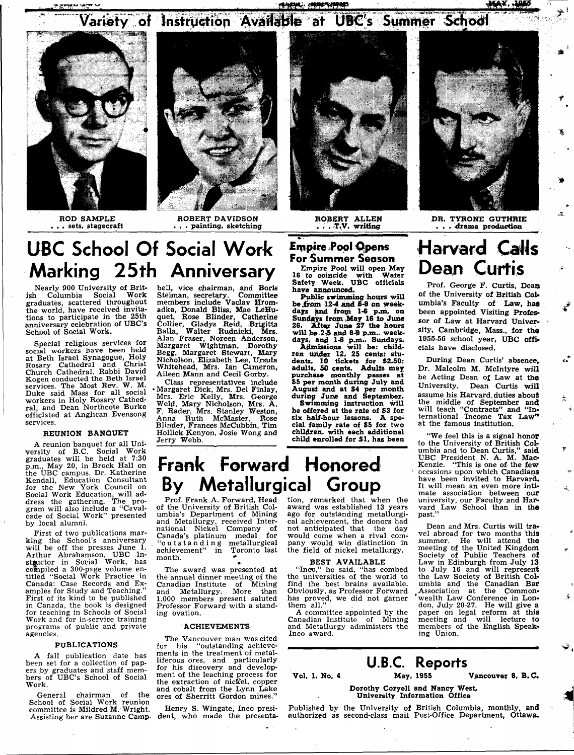# Variety of Instruction Available at UBC's Summer School

ROD SAMPLE
. . . sets, stagecraft

ROBERT DAVIDSON
. . . painting, sketching

ROBERT ALLEN
. . . T.V. writing

DR. TYRONE GUTHRIE
. . . drama production

## UBC School Of Social Work Marking 25th Anniversary

Nearly 900 University of British Columbia Social Work graduates, scattered throughout the world, have received invitations to participate in the 25th anniversary celebration of UBC's School of Social Work.

Special religious services for social workers have been held at Beth Israel Synagogue, Holy Rosary Cathedral and Christ Church Cathedral. Rabbi David Kogen conducted the Beth Israel services. The Most Rev. W. M. Duke said Mass for all social workers in Holy Rosary Cathedral, and Dean Northcote Burke officiated at Anglican Evensong services.

### REUNION BANQUET

A reunion banquet for all University of B.C. Social Work graduates will be held at 7:30 p.m., May 20, in Brock Hall on the UBC campus. Dr. Katherine Kendall, Education Consultant for the New York Council on Social Work Education, will address the gathering. The program will also include a "Cavalcade of Social Work" presented by local alumni.

First of two publications marking the School's anniversary will be off the presses June 1. Arthur Abrahamson, UBC Instructor in Social Work, has compiled a 300-page volume entitled "Social Work Practice in Canada: Case Records and Examples for Study and Teaching." First of its kind to be published in Canada, the book is designed for teaching in Schools of Social Work and for in-service training programs of public and private agencies.

### PUBLICATIONS

A fall publication date has been set for a collection of papers by graduates and staff members of UBC's School of Social Work.

General chairman of the School of Social Work reunion committee is Mildred M. Wright. Assisting her are Suzanne Campbell, vice chairman, and Boris Steiman, secretary. Committee members include Vaclav Hromadka, Donald Bliss, Mae LeHuquet, Rose Blinder, Catherine Collier, Gladys Reid, Brigitta Balla, Walter Rudnicki, Mrs. Alan Fraser, Noreen Anderson, Margaret Wightman, Dorothy Begg, Margaret Stewart, Mary Nicholson, Elizabeth Lee, Ursula Whitehead, Mrs. Ian Cameron, Aileen Mann and Cecil Gorby.

Class representatives include Margaret Dick, Mrs. Del Finlay, Mrs. Eric Kelly, Mrs. George Weld, Mary Nicholson, Mrs. A. F. Rader, Mrs. Stanley Weston, Anna Ruth McMaster, Rose Blinder, Frances McCubbin, Tim Hollick Kenyon, Josie Wong and Jerry Webb.

## Empire Pool Opens For Summer Season

Empire Pool will open May 16 to coincide with Water Safety Week, UBC officials have announced.

Public swimming hours will be from 12-4 and 6-8 on weekdays and from 1-6 p.m. on Sundays from May 16 to June 26. After June 27 the hours will be 2-5 and 6-8 p.m.. weekdays, and 1-6 p.m., Sundays.

Admissions will be: children under 12, 25 cents; students, 10 tickets for $2.50; adults, 50 cents. Adults may purchase monthly passes at $5 per month during July and August and at $4 per month during June and September.

Swimming instruction will be offered at the rate of $3 for six half-hour lessons. A special family rate of $5 for two children, with each additional child enrolled for $1, has been

## Frank Forward Honored By Metallurgical Group

Prof. Frank A. Forward, Head of the University of British Columbia's Department of Mining and Metallurgy, received International Nickel Company of Canada's platinum medal for "outstanding metallurgical achievement" in Toronto last month.

The award was presented at the annual dinner meeting of the Canadian Institute of Mining and Metallurgy. More than 1,000 members present saluted Professor Forward with a standing ovation.

### ACHIEVEMENTS

The Vancouver man was cited for his "outstanding achievements in the treatment of metalliferous ores, and particularly for his discovery and development of the leaching process for the extraction of nickel, copper and cobalt from the Lynn Lake ores of Sherritt Gordon mines."

Henry S. Wingate, Inco president, who made the presentation, remarked that when the award was established 13 years ago for outstanding metallurgical achievement, the donors had not anticipated that the day would come when a rival company would win distinction in the field of nickel metallurgy.

### BEST AVAILABLE

"Inco," he said, "has combed the universities of the world to find the best brains available. Obviously, as Professor Forward has proved, we did not garner them all."

A committee appointed by the Canadian Institute of Mining and Metallurgy administers the Inco award.

## Harvard Calls Dean Curtis

Prof. George F. Curtis, Dean of the University of British Columbia's Faculty of Law, has been appointed Visiting Professor of Law at Harvard University, Cambridge, Mass., for the 1955-56 school year, UBC officials have disclosed.

During Dean Curtis' absence, Dr. Malcolm M. McIntyre will be Acting Dean of Law at the University. Dean Curtis will assume his Harvard duties about the middle of September and will teach "Contracts" and "International Income Tax Law" at the famous institution.

"We feel this is a signal honor to the University of British Columbia and to Dean Curtis," said UBC President N. A. M. MacKenzie. "This is one of the few occasions upon which Canadians have been invited to Harvard. It will mean an even more intimate association between our university, our Faculty and Harvard Law School than in the past."

Dean and Mrs. Curtis will travel abroad for two months this summer. He will attend the meeting of the United Kingdom Society of Public Teachers of Law in Edinburgh from July 13 to July 16 and will represent the Law Society of British Columbia and the Canadian Bar Association at the Commonwealth Law Conference in London, July 20-27. He will give a paper on legal reform at this meeting and will lecture to members of the English Speaking Union.

## U.B.C. Reports

Vol. 1, No. 4 — May, 1955 — Vancouver 8, B.C.

**Dorothy Coryell and Nancy West, University Information Office**

Published by the University of British Columbia, monthly, and authorized as second-class mail Post-Office Department, Ottawa.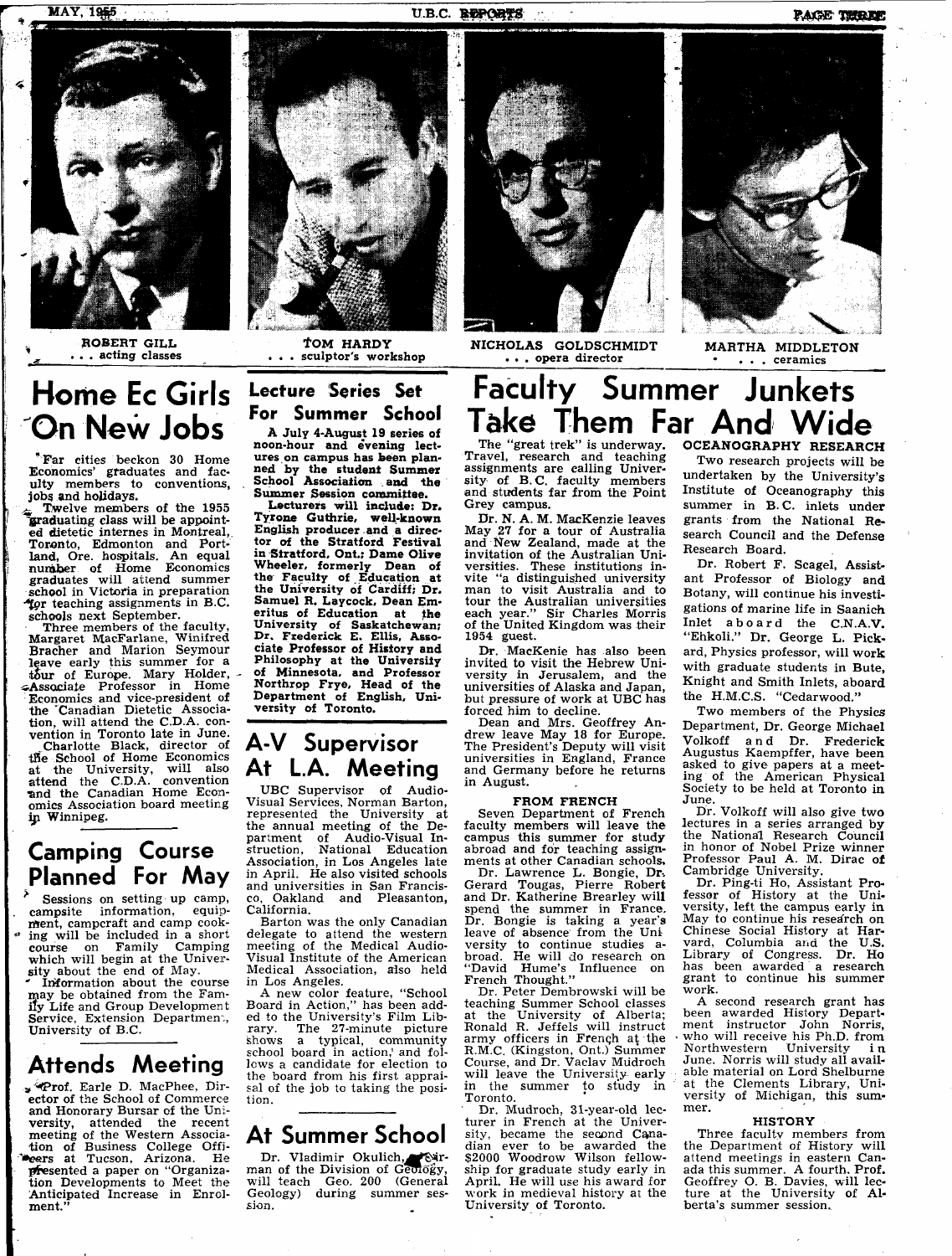ROBERT GILL
. . . acting classes

TOM HARDY
. . . sculptor's workshop

NICHOLAS GOLDSCHMIDT
. . . opera director

MARTHA MIDDLETON
. . . ceramics

# Home Ec Girls On New Jobs

Far cities beckon 30 Home Economics' graduates and faculty members to conventions, jobs and holidays.

Twelve members of the 1955 graduating class will be appointed dietetic internes in Montreal, Toronto, Edmonton and Portland, Ore. hospitals. An equal number of Home Economics graduates will attend summer school in Victoria in preparation for teaching assignments in B.C. schools next September.

Three members of the faculty, Margaret MacFarlane, Winifred Bracher and Marion Seymour leave early this summer for a tour of Europe. Mary Holder, Associate Professor in Home Economics and vice-president of the Canadian Dietetic Association, will attend the C.D.A. convention in Toronto late in June.

Charlotte Black, director of the School of Home Economics at the University, will also attend the C.D.A. convention and the Canadian Home Economics Association board meeting in Winnipeg.

# Camping Course Planned For May

Sessions on setting up camp, campsite information, equipment, campcraft and camp cooking will be included in a short course on Family Camping which will begin at the University about the end of May.

Information about the course may be obtained from the Family Life and Group Development Service, Extension Department, University of B.C.

# Attends Meeting

Prof. Earle D. MacPhee, Director of the School of Commerce and Honorary Bursar of the University, attended the recent meeting of the Western Association of Business College Officers at Tucson, Arizona. He presented a paper on "Organization Developments to Meet the Anticipated Increase in Enrolment."

## Lecture Series Set For Summer School

**A July 4-August 19 series of noon-hour and evening lectures on campus has been planned by the student Summer School Association and the Summer Session committee.**

**Lecturers will include: Dr. Tyrone Guthrie, well-known English producer and a director of the Stratford Festival in Stratford, Ont.; Dame Olive Wheeler, formerly Dean of the Faculty of Education at the University of Cardiff; Dr. Samuel R. Laycock, Dean Emeritus of Education at the University of Saskatchewan; Dr. Frederick E. Ellis, Associate Professor of History and Philosophy at the University of Minnesota, and Professor Northrop Frye, Head of the Department of English, University of Toronto.**

# A-V Supervisor At L.A. Meeting

UBC Supervisor of Audio-Visual Services, Norman Barton, represented the University at the annual meeting of the Department of Audio-Visual Instruction, National Education Association, in Los Angeles late in April. He also visited schools and universities in San Francisco, Oakland and Pleasanton, California.

Barton was the only Canadian delegate to attend the western meeting of the Medical Audio-Visual Institute of the American Medical Association, also held in Los Angeles.

A new color feature, "School Board in Action," has been added to the University's Film Library. The 27-minute picture shows a typical, community school board in action, and follows a candidate for election to the board from his first appraisal of the job to taking the position.

# At Summer School

Dr. Vladimir Okulich, Chairman of the Division of Geology, will teach Geo. 200 (General Geology) during summer session.

# Faculty Summer Junkets Take Them Far And Wide

The "great trek" is underway. Travel, research and teaching assignments are calling University of B.C. faculty members and students far from the Point Grey campus.

Dr. N. A. M. MacKenzie leaves May 27 for a tour of Australia and New Zealand, made at the invitation of the Australian Universities. These institutions invite "a distinguished university man to visit Australia and to tour the Australian universities each year." Sir Charles Morris of the United Kingdom was their 1954 guest.

Dr. MacKenie has also been invited to visit the Hebrew University in Jerusalem, and the universities of Alaska and Japan, but pressure of work at UBC has forced him to decline.

Dean and Mrs. Geoffrey Andrew leave May 18 for Europe. The President's Deputy will visit universities in England, France and Germany before he returns in August.

### FROM FRENCH

Seven Department of French faculty members will leave the campus this summer for study abroad and for teaching assignments at other Canadian schools.

Dr. Lawrence L. Bongie, Dr. Gerard Tougas, Pierre Robert and Dr. Katherine Brearley will spend the summer in France. Dr. Bongie is taking a year's leave of absence from the University to continue studies abroad. He will do research on "David Hume's Influence on French Thought."

Dr. Peter Dembrowski will be teaching Summer School classes at the University of Alberta; Ronald R. Jeffels will instruct army officers in French at the R.M.C. (Kingston, Ont.) Summer Course, and Dr. Vaclav Mudroch will leave the University early in the summer to study in Toronto.

Dr. Mudroch, 31-year-old lecturer in French at the University, became the second Canadian ever to be awarded the $2000 Woodrow Wilson fellowship for graduate study early in April. He will use his award for work in medieval history at the University of Toronto.

### OCEANOGRAPHY RESEARCH

Two research projects will be undertaken by the University's Institute of Oceanography this summer in B.C. inlets under grants from the National Research Council and the Defense Research Board.

Dr. Robert F. Scagel, Assistant Professor of Biology and Botany, will continue his investigations of marine life in Saanich Inlet aboard the C.N.A.V. "Ehkoli." Dr. George L. Pickard, Physics professor, will work with graduate students in Bute, Knight and Smith Inlets, aboard the H.M.C.S. "Cedarwood."

Two members of the Physics Department, Dr. George Michael Volkoff and Dr. Frederick Augustus Kaempffer, have been asked to give papers at a meeting of the American Physical Society to be held at Toronto in June.

Dr. Volkoff will also give two lectures in a series arranged by the National Research Council in honor of Nobel Prize winner Professor Paul A. M. Dirac of Cambridge University.

Dr. Ping-ti Ho, Assistant Professor of History at the University, left the campus early in May to continue his research on Chinese Social History at Harvard, Columbia and the U.S. Library of Congress. Dr. Ho has been awarded a research grant to continue his summer work.

A second research grant has been awarded History Department instructor John Norris, who will receive his Ph.D. from Northwestern University in June. Norris will study all available material on Lord Shelburne at the Clements Library, University of Michigan, this summer.

### HISTORY

Three faculty members from the Department of History will attend meetings in eastern Canada this summer. A fourth, Prof. Geoffrey O. B. Davies, will lecture at the University of Alberta's summer session.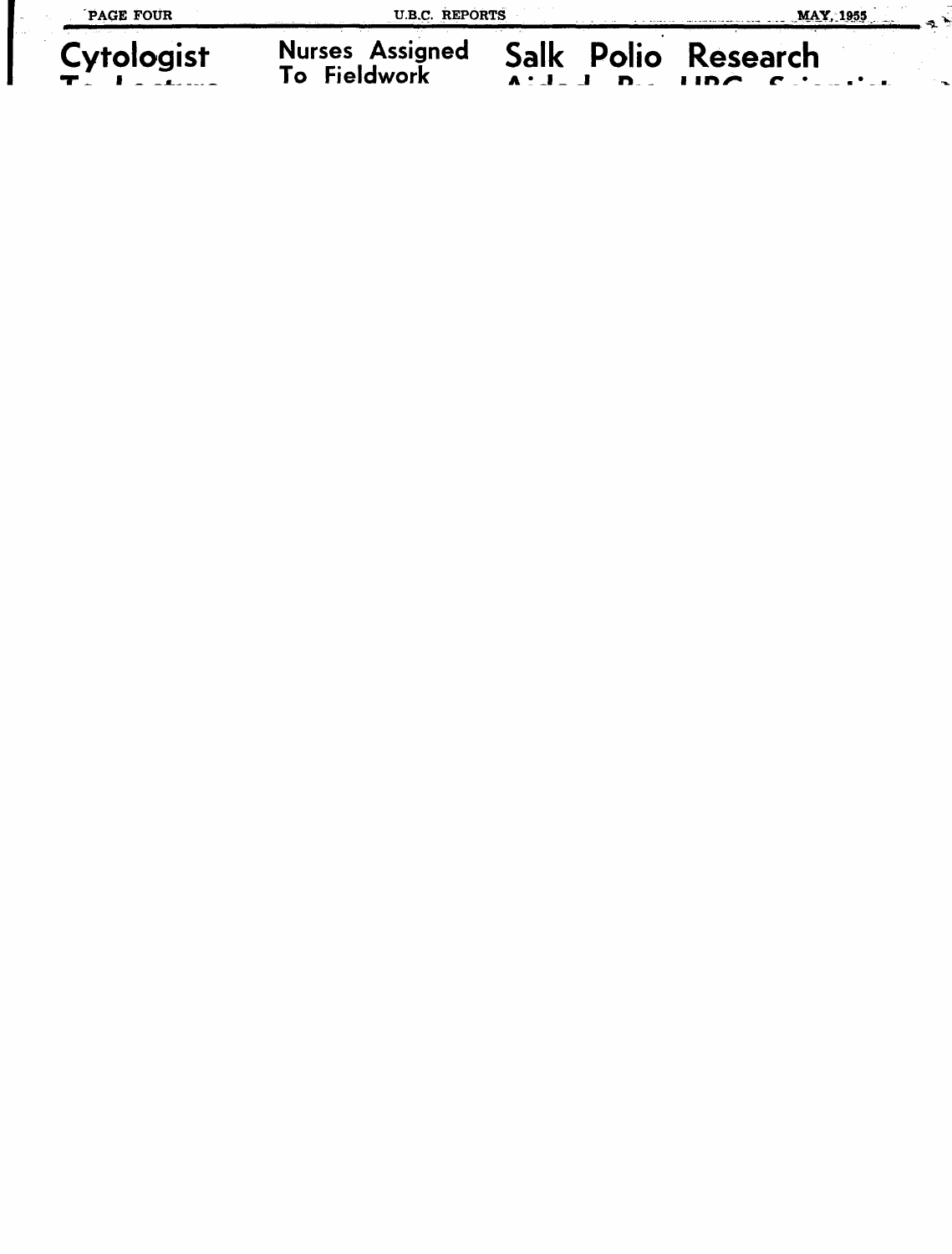# Cytologist

# Nurses Assigned To Fieldwork

# Salk Polio Research